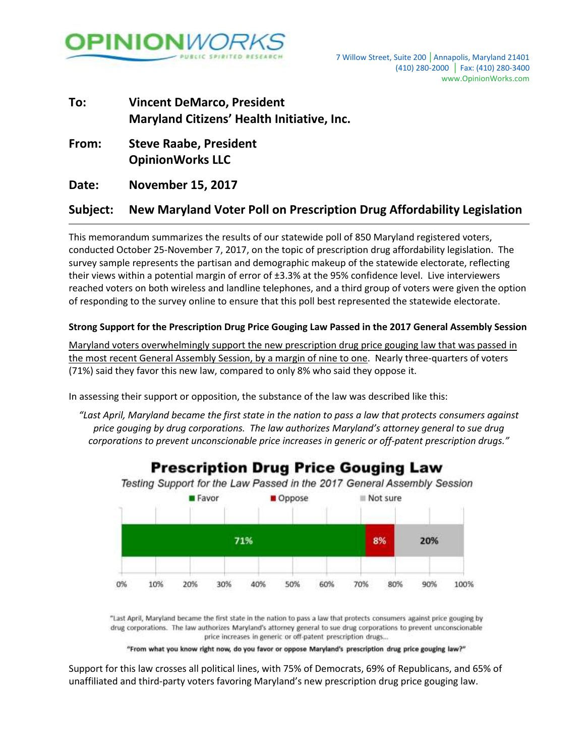OPINIONWORKS
PUBLIC SPIRITED RESEARCH

7 Willow Street, Suite 200 | Annapolis, Maryland 21401
(410) 280-2000 | Fax: (410) 280-3400
www.OpinionWorks.com

**To:** **Vincent DeMarco, President**
**Maryland Citizens' Health Initiative, Inc.**

**From:** **Steve Raabe, President**
**OpinionWorks LLC**

**Date:** **November 15, 2017**

**Subject:** **New Maryland Voter Poll on Prescription Drug Affordability Legislation**

---

This memorandum summarizes the results of our statewide poll of 850 Maryland registered voters, conducted October 25-November 7, 2017, on the topic of prescription drug affordability legislation. The survey sample represents the partisan and demographic makeup of the statewide electorate, reflecting their views within a potential margin of error of ±3.3% at the 95% confidence level. Live interviewers reached voters on both wireless and landline telephones, and a third group of voters were given the option of responding to the survey online to ensure that this poll best represented the statewide electorate.

**Strong Support for the Prescription Drug Price Gouging Law Passed in the 2017 General Assembly Session**

Maryland voters overwhelmingly support the new prescription drug price gouging law that was passed in the most recent General Assembly Session, by a margin of nine to one. Nearly three-quarters of voters (71%) said they favor this new law, compared to only 8% who said they oppose it.

In assessing their support or opposition, the substance of the law was described like this:

> *"Last April, Maryland became the first state in the nation to pass a law that protects consumers against price gouging by drug corporations. The law authorizes Maryland's attorney general to sue drug corporations to prevent unconscionable price increases in generic or off-patent prescription drugs."*

**Prescription Drug Price Gouging Law**
*Testing Support for the Law Passed in the 2017 General Assembly Session*

| Favor | Oppose | Not sure |
|---|---|---|
| 71% | 8% | 20% |

"Last April, Maryland became the first state in the nation to pass a law that protects consumers against price gouging by drug corporations. The law authorizes Maryland's attorney general to sue drug corporations to prevent unconscionable price increases in generic or off-patent prescription drugs...

**"From what you know right now, do you favor or oppose Maryland's prescription drug price gouging law?"**

Support for this law crosses all political lines, with 75% of Democrats, 69% of Republicans, and 65% of unaffiliated and third-party voters favoring Maryland's new prescription drug price gouging law.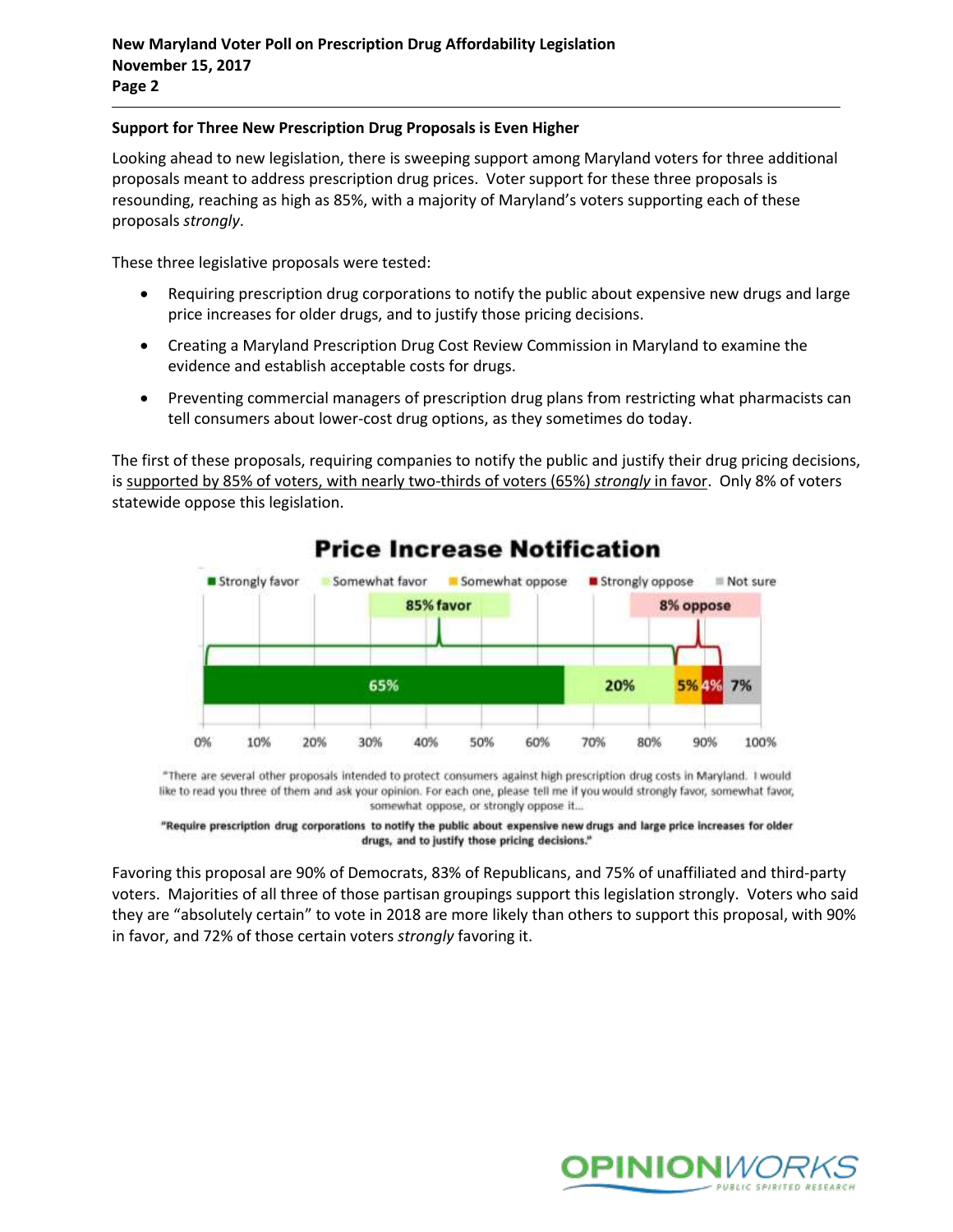## Support for Three New Prescription Drug Proposals is Even Higher

Looking ahead to new legislation, there is sweeping support among Maryland voters for three additional proposals meant to address prescription drug prices. Voter support for these three proposals is resounding, reaching as high as 85%, with a majority of Maryland's voters supporting each of these proposals *strongly*.

These three legislative proposals were tested:

- Requiring prescription drug corporations to notify the public about expensive new drugs and large price increases for older drugs, and to justify those pricing decisions.
- Creating a Maryland Prescription Drug Cost Review Commission in Maryland to examine the evidence and establish acceptable costs for drugs.
- Preventing commercial managers of prescription drug plans from restricting what pharmacists can tell consumers about lower-cost drug options, as they sometimes do today.

The first of these proposals, requiring companies to notify the public and justify their drug pricing decisions, is supported by 85% of voters, with nearly two-thirds of voters (65%) *strongly* in favor. Only 8% of voters statewide oppose this legislation.

**Price Increase Notification**

| Strongly favor | Somewhat favor | Somewhat oppose | Strongly oppose | Not sure |
|---|---|---|---|---|
| 65% | 20% | 5% | 4% | 7% |

85% favor; 8% oppose

"There are several other proposals intended to protect consumers against high prescription drug costs in Maryland. I would like to read you three of them and ask your opinion. For each one, please tell me if you would strongly favor, somewhat favor, somewhat oppose, or strongly oppose it...

**"Require prescription drug corporations to notify the public about expensive new drugs and large price increases for older drugs, and to justify those pricing decisions."**

Favoring this proposal are 90% of Democrats, 83% of Republicans, and 75% of unaffiliated and third-party voters. Majorities of all three of those partisan groupings support this legislation strongly. Voters who said they are "absolutely certain" to vote in 2018 are more likely than others to support this proposal, with 90% in favor, and 72% of those certain voters *strongly* favoring it.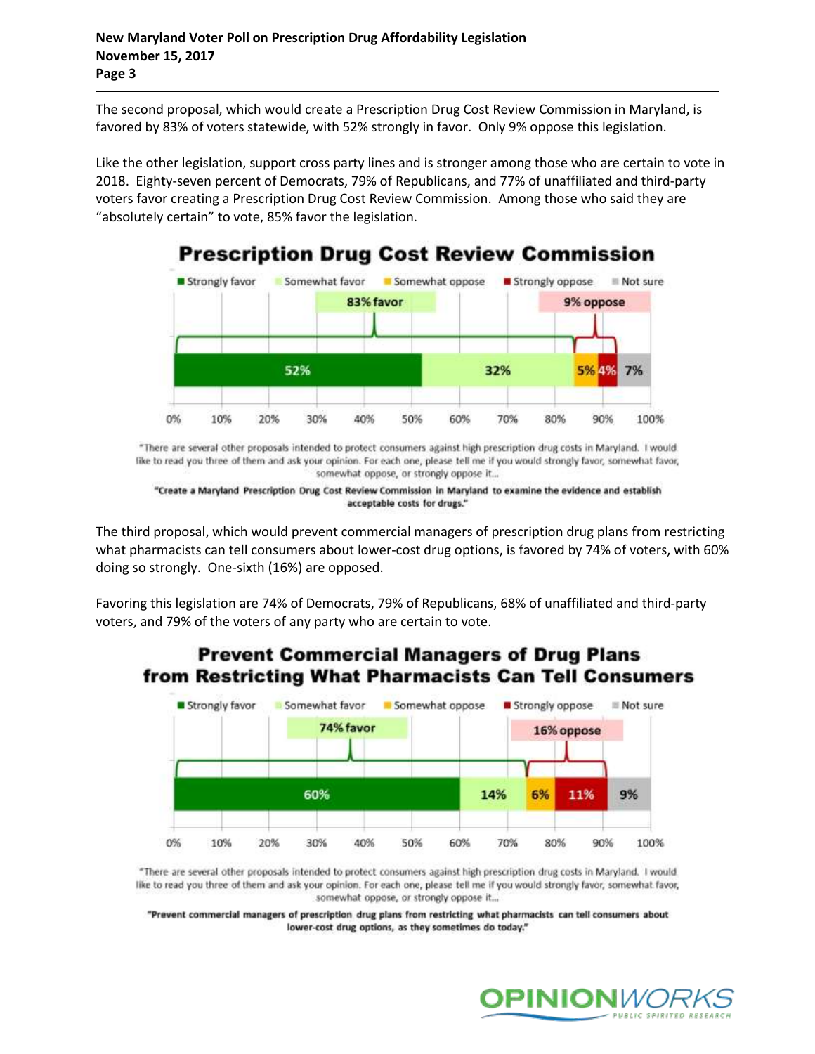The second proposal, which would create a Prescription Drug Cost Review Commission in Maryland, is favored by 83% of voters statewide, with 52% strongly in favor. Only 9% oppose this legislation.

Like the other legislation, support cross party lines and is stronger among those who are certain to vote in 2018. Eighty-seven percent of Democrats, 79% of Republicans, and 77% of unaffiliated and third-party voters favor creating a Prescription Drug Cost Review Commission. Among those who said they are "absolutely certain" to vote, 85% favor the legislation.

## Prescription Drug Cost Review Commission

| Strongly favor | Somewhat favor | Somewhat oppose | Strongly oppose | Not sure |
|---|---|---|---|---|
| 52% | 32% | 5% | 4% | 7% |

83% favor — 9% oppose

"There are several other proposals intended to protect consumers against high prescription drug costs in Maryland. I would like to read you three of them and ask your opinion. For each one, please tell me if you would strongly favor, somewhat favor, somewhat oppose, or strongly oppose it...

**"Create a Maryland Prescription Drug Cost Review Commission in Maryland to examine the evidence and establish acceptable costs for drugs."**

The third proposal, which would prevent commercial managers of prescription drug plans from restricting what pharmacists can tell consumers about lower-cost drug options, is favored by 74% of voters, with 60% doing so strongly. One-sixth (16%) are opposed.

Favoring this legislation are 74% of Democrats, 79% of Republicans, 68% of unaffiliated and third-party voters, and 79% of the voters of any party who are certain to vote.

## Prevent Commercial Managers of Drug Plans from Restricting What Pharmacists Can Tell Consumers

| Strongly favor | Somewhat favor | Somewhat oppose | Strongly oppose | Not sure |
|---|---|---|---|---|
| 60% | 14% | 6% | 11% | 9% |

74% favor — 16% oppose

"There are several other proposals intended to protect consumers against high prescription drug costs in Maryland. I would like to read you three of them and ask your opinion. For each one, please tell me if you would strongly favor, somewhat favor, somewhat oppose, or strongly oppose it...

**"Prevent commercial managers of prescription drug plans from restricting what pharmacists can tell consumers about lower-cost drug options, as they sometimes do today."**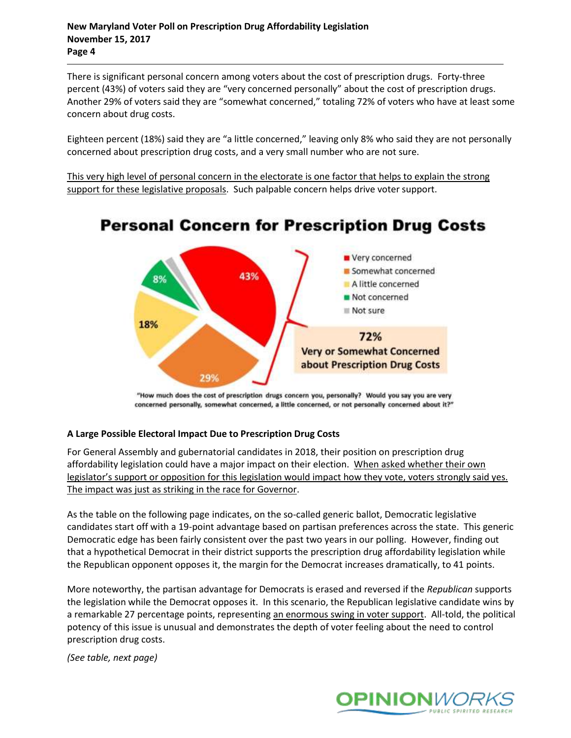There is significant personal concern among voters about the cost of prescription drugs. Forty-three percent (43%) of voters said they are "very concerned personally" about the cost of prescription drugs. Another 29% of voters said they are "somewhat concerned," totaling 72% of voters who have at least some concern about drug costs.

Eighteen percent (18%) said they are "a little concerned," leaving only 8% who said they are not personally concerned about prescription drug costs, and a very small number who are not sure.

<u>This very high level of personal concern in the electorate is one factor that helps to explain the strong support for these legislative proposals</u>. Such palpable concern helps drive voter support.

## Personal Concern for Prescription Drug Costs

- Very concerned: 43%
- Somewhat concerned: 29%
- A little concerned: 18%
- Not concerned: 8%
- Not sure

**72% Very or Somewhat Concerned about Prescription Drug Costs**

"How much does the cost of prescription drugs concern you, personally? Would you say you are very concerned personally, somewhat concerned, a little concerned, or not personally concerned about it?"

### A Large Possible Electoral Impact Due to Prescription Drug Costs

For General Assembly and gubernatorial candidates in 2018, their position on prescription drug affordability legislation could have a major impact on their election. <u>When asked whether their own legislator's support or opposition for this legislation would impact how they vote, voters strongly said yes. The impact was just as striking in the race for Governor</u>.

As the table on the following page indicates, on the so-called generic ballot, Democratic legislative candidates start off with a 19-point advantage based on partisan preferences across the state. This generic Democratic edge has been fairly consistent over the past two years in our polling. However, finding out that a hypothetical Democrat in their district supports the prescription drug affordability legislation while the Republican opponent opposes it, the margin for the Democrat increases dramatically, to 41 points.

More noteworthy, the partisan advantage for Democrats is erased and reversed if the *Republican* supports the legislation while the Democrat opposes it. In this scenario, the Republican legislative candidate wins by a remarkable 27 percentage points, representing <u>an enormous swing in voter support</u>. All-told, the political potency of this issue is unusual and demonstrates the depth of voter feeling about the need to control prescription drug costs.

*(See table, next page)*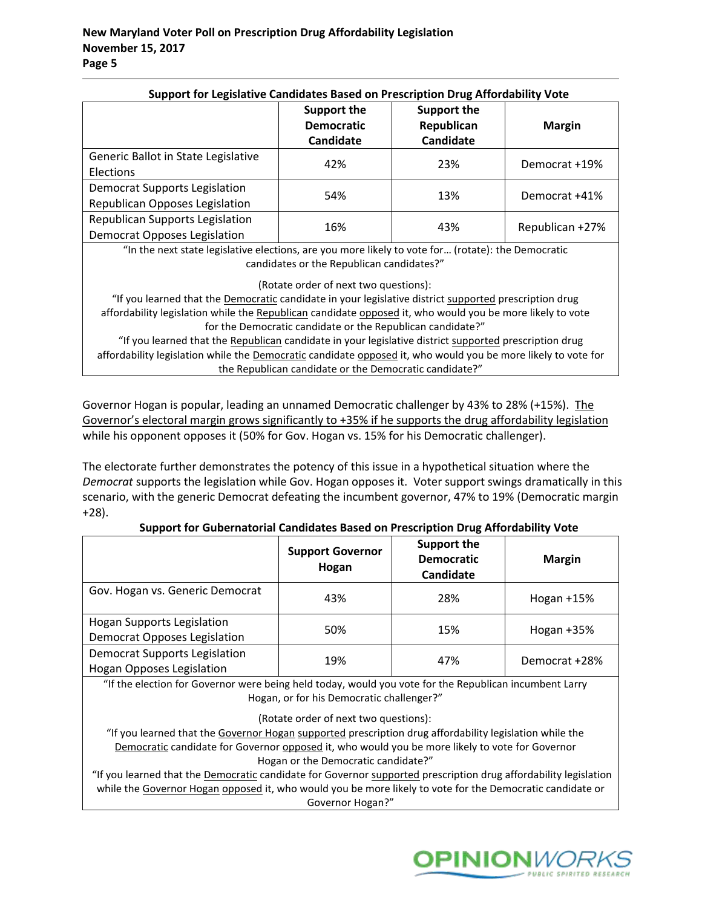**Support for Legislative Candidates Based on Prescription Drug Affordability Vote**

| | Support the Democratic Candidate | Support the Republican Candidate | Margin |
|---|---|---|---|
| Generic Ballot in State Legislative Elections | 42% | 23% | Democrat +19% |
| Democrat Supports Legislation Republican Opposes Legislation | 54% | 13% | Democrat +41% |
| Republican Supports Legislation Democrat Opposes Legislation | 16% | 43% | Republican +27% |

"In the next state legislative elections, are you more likely to vote for… (rotate): the Democratic candidates or the Republican candidates?"

(Rotate order of next two questions):

"If you learned that the Democratic candidate in your legislative district supported prescription drug affordability legislation while the Republican candidate opposed it, who would you be more likely to vote for the Democratic candidate or the Republican candidate?"

"If you learned that the Republican candidate in your legislative district supported prescription drug affordability legislation while the Democratic candidate opposed it, who would you be more likely to vote for the Republican candidate or the Democratic candidate?"

Governor Hogan is popular, leading an unnamed Democratic challenger by 43% to 28% (+15%). The Governor's electoral margin grows significantly to +35% if he supports the drug affordability legislation while his opponent opposes it (50% for Gov. Hogan vs. 15% for his Democratic challenger).

The electorate further demonstrates the potency of this issue in a hypothetical situation where the *Democrat* supports the legislation while Gov. Hogan opposes it. Voter support swings dramatically in this scenario, with the generic Democrat defeating the incumbent governor, 47% to 19% (Democratic margin +28).

**Support for Gubernatorial Candidates Based on Prescription Drug Affordability Vote**

| | Support Governor Hogan | Support the Democratic Candidate | Margin |
|---|---|---|---|
| Gov. Hogan vs. Generic Democrat | 43% | 28% | Hogan +15% |
| Hogan Supports Legislation Democrat Opposes Legislation | 50% | 15% | Hogan +35% |
| Democrat Supports Legislation Hogan Opposes Legislation | 19% | 47% | Democrat +28% |

"If the election for Governor were being held today, would you vote for the Republican incumbent Larry Hogan, or for his Democratic challenger?"

(Rotate order of next two questions):

"If you learned that the Governor Hogan supported prescription drug affordability legislation while the Democratic candidate for Governor opposed it, who would you be more likely to vote for Governor Hogan or the Democratic candidate?"

"If you learned that the Democratic candidate for Governor supported prescription drug affordability legislation while the Governor Hogan opposed it, who would you be more likely to vote for the Democratic candidate or Governor Hogan?"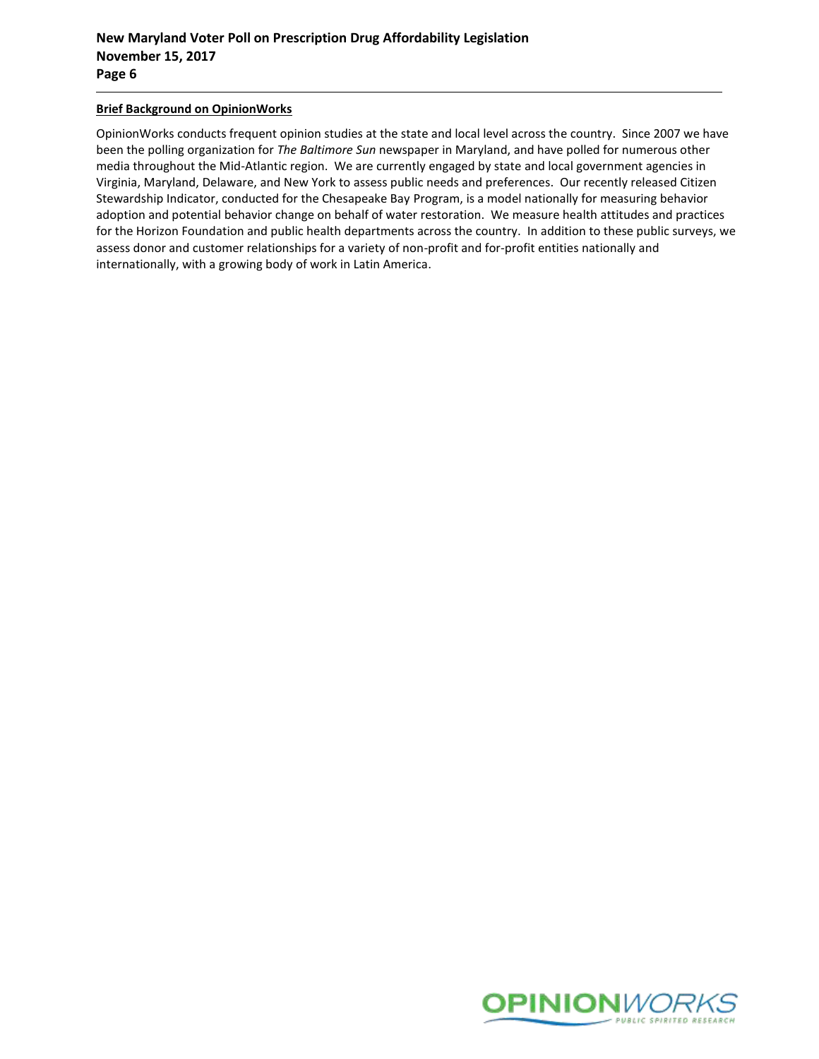**Brief Background on OpinionWorks**

OpinionWorks conducts frequent opinion studies at the state and local level across the country. Since 2007 we have been the polling organization for *The Baltimore Sun* newspaper in Maryland, and have polled for numerous other media throughout the Mid-Atlantic region. We are currently engaged by state and local government agencies in Virginia, Maryland, Delaware, and New York to assess public needs and preferences. Our recently released Citizen Stewardship Indicator, conducted for the Chesapeake Bay Program, is a model nationally for measuring behavior adoption and potential behavior change on behalf of water restoration. We measure health attitudes and practices for the Horizon Foundation and public health departments across the country. In addition to these public surveys, we assess donor and customer relationships for a variety of non-profit and for-profit entities nationally and internationally, with a growing body of work in Latin America.